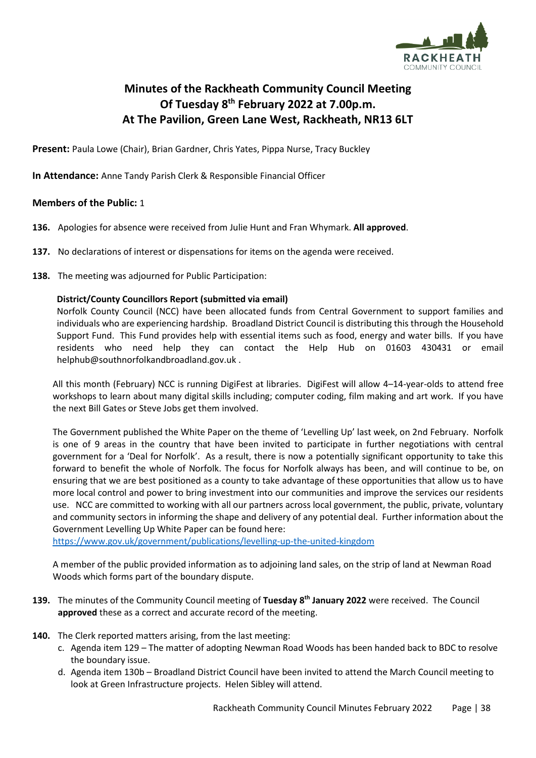# Minutes of the Rackheath Community Council Meeting Of Tuesday 8th February 2022 at 7.00p.m. At The Pavilion, Green Lane West, Rackheath, NR13 6LT

**Present:** Paula Lowe (Chair), Brian Gardner, Chris Yates, Pippa Nurse, Tracy Buckley

**In Attendance:** Anne Tandy Parish Clerk & Responsible Financial Officer

**Members of the Public:** 1

**136.** Apologies for absence were received from Julie Hunt and Fran Whymark. **All approved**.

**137.** No declarations of interest or dispensations for items on the agenda were received.

**138.** The meeting was adjourned for Public Participation:

**District/County Councillors Report (submitted via email)**

Norfolk County Council (NCC) have been allocated funds from Central Government to support families and individuals who are experiencing hardship. Broadland District Council is distributing this through the Household Support Fund. This Fund provides help with essential items such as food, energy and water bills. If you have residents who need help they can contact the Help Hub on 01603 430431 or email helphub@southnorfolkandbroadland.gov.uk .

All this month (February) NCC is running DigiFest at libraries. DigiFest will allow 4–14-year-olds to attend free workshops to learn about many digital skills including; computer coding, film making and art work. If you have the next Bill Gates or Steve Jobs get them involved.

The Government published the White Paper on the theme of 'Levelling Up' last week, on 2nd February. Norfolk is one of 9 areas in the country that have been invited to participate in further negotiations with central government for a 'Deal for Norfolk'. As a result, there is now a potentially significant opportunity to take this forward to benefit the whole of Norfolk. The focus for Norfolk always has been, and will continue to be, on ensuring that we are best positioned as a county to take advantage of these opportunities that allow us to have more local control and power to bring investment into our communities and improve the services our residents use. NCC are committed to working with all our partners across local government, the public, private, voluntary and community sectors in informing the shape and delivery of any potential deal. Further information about the Government Levelling Up White Paper can be found here:
https://www.gov.uk/government/publications/levelling-up-the-united-kingdom

A member of the public provided information as to adjoining land sales, on the strip of land at Newman Road Woods which forms part of the boundary dispute.

**139.** The minutes of the Community Council meeting of **Tuesday 8th January 2022** were received. The Council **approved** these as a correct and accurate record of the meeting.

**140.** The Clerk reported matters arising, from the last meeting:

c. Agenda item 129 – The matter of adopting Newman Road Woods has been handed back to BDC to resolve the boundary issue.

d. Agenda item 130b – Broadland District Council have been invited to attend the March Council meeting to look at Green Infrastructure projects. Helen Sibley will attend.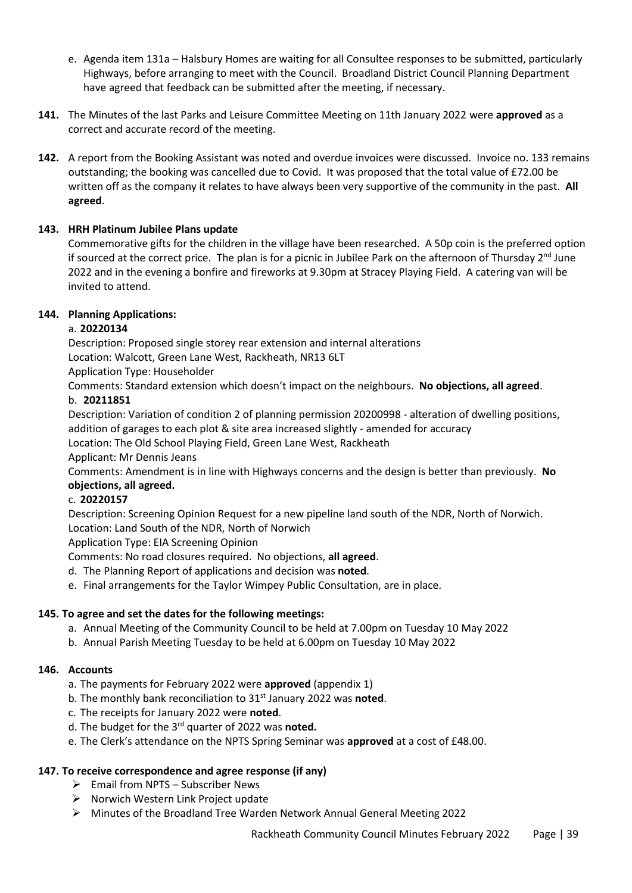e. Agenda item 131a – Halsbury Homes are waiting for all Consultee responses to be submitted, particularly Highways, before arranging to meet with the Council. Broadland District Council Planning Department have agreed that feedback can be submitted after the meeting, if necessary.

**141.** The Minutes of the last Parks and Leisure Committee Meeting on 11th January 2022 were **approved** as a correct and accurate record of the meeting.

**142.** A report from the Booking Assistant was noted and overdue invoices were discussed. Invoice no. 133 remains outstanding; the booking was cancelled due to Covid. It was proposed that the total value of £72.00 be written off as the company it relates to have always been very supportive of the community in the past. **All agreed**.

**143. HRH Platinum Jubilee Plans update**

Commemorative gifts for the children in the village have been researched. A 50p coin is the preferred option if sourced at the correct price. The plan is for a picnic in Jubilee Park on the afternoon of Thursday 2nd June 2022 and in the evening a bonfire and fireworks at 9.30pm at Stracey Playing Field. A catering van will be invited to attend.

**144. Planning Applications:**

a. **20220134**

Description: Proposed single storey rear extension and internal alterations
Location: Walcott, Green Lane West, Rackheath, NR13 6LT
Application Type: Householder
Comments: Standard extension which doesn't impact on the neighbours. **No objections, all agreed**.

b. **20211851**

Description: Variation of condition 2 of planning permission 20200998 - alteration of dwelling positions, addition of garages to each plot & site area increased slightly - amended for accuracy
Location: The Old School Playing Field, Green Lane West, Rackheath
Applicant: Mr Dennis Jeans
Comments: Amendment is in line with Highways concerns and the design is better than previously. **No objections, all agreed.**

c. **20220157**

Description: Screening Opinion Request for a new pipeline land south of the NDR, North of Norwich.
Location: Land South of the NDR, North of Norwich
Application Type: EIA Screening Opinion
Comments: No road closures required. No objections, **all agreed**.

d. The Planning Report of applications and decision was **noted**.

e. Final arrangements for the Taylor Wimpey Public Consultation, are in place.

**145. To agree and set the dates for the following meetings:**

a. Annual Meeting of the Community Council to be held at 7.00pm on Tuesday 10 May 2022
b. Annual Parish Meeting Tuesday to be held at 6.00pm on Tuesday 10 May 2022

**146. Accounts**

a. The payments for February 2022 were **approved** (appendix 1)
b. The monthly bank reconciliation to 31st January 2022 was **noted**.
c. The receipts for January 2022 were **noted**.
d. The budget for the 3rd quarter of 2022 was **noted.**
e. The Clerk's attendance on the NPTS Spring Seminar was **approved** at a cost of £48.00.

**147. To receive correspondence and agree response (if any)**

- Email from NPTS – Subscriber News
- Norwich Western Link Project update
- Minutes of the Broadland Tree Warden Network Annual General Meeting 2022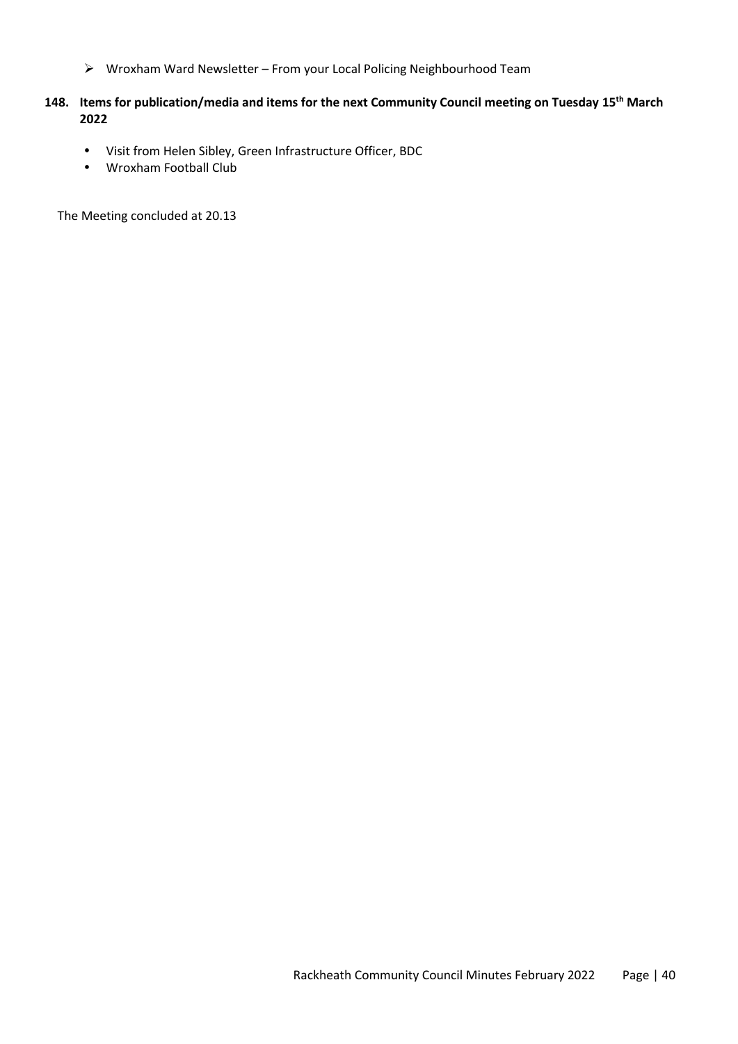- Wroxham Ward Newsletter – From your Local Policing Neighbourhood Team

**148. Items for publication/media and items for the next Community Council meeting on Tuesday 15th March 2022**

- Visit from Helen Sibley, Green Infrastructure Officer, BDC
- Wroxham Football Club

The Meeting concluded at 20.13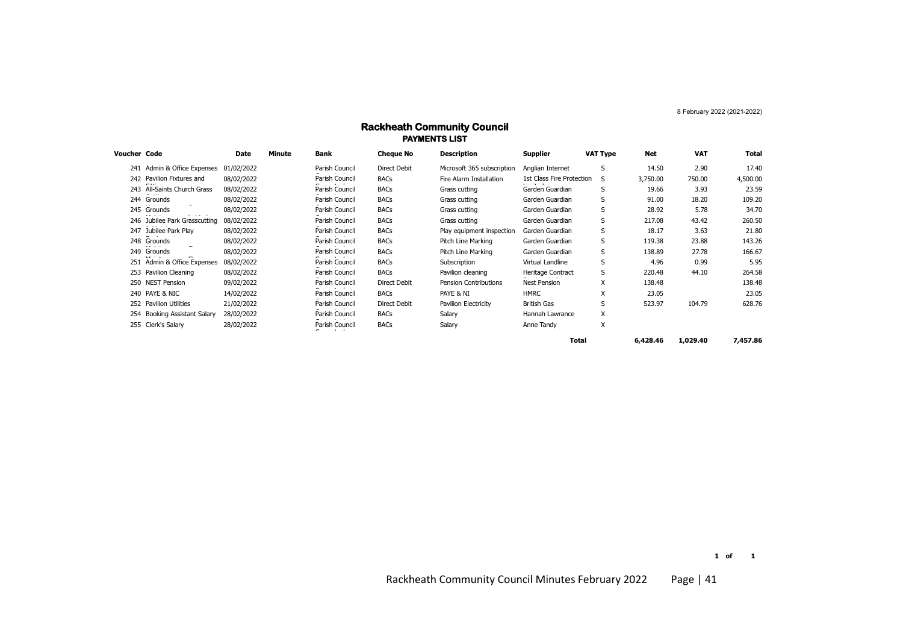8 February 2022 (2021-2022)

# Rackheath Community Council
## PAYMENTS LIST

| Voucher | Code | Date | Minute | Bank | Cheque No | Description | Supplier | VAT Type | Net | VAT | Total |
|---|---|---|---|---|---|---|---|---|---|---|---|
| 241 | Admin & Office Expenses | 01/02/2022 | | Parish Council | Direct Debit | Microsoft 365 subscription | Anglian Internet | S | 14.50 | 2.90 | 17.40 |
| 242 | Pavilion Fixtures and | 08/02/2022 | | Parish Council | BACs | Fire Alarm Installation | 1st Class Fire Protection | S | 3,750.00 | 750.00 | 4,500.00 |
| 243 | All-Saints Church Grass | 08/02/2022 | | Parish Council | BACs | Grass cutting | Garden Guardian | S | 19.66 | 3.93 | 23.59 |
| 244 | Grounds | 08/02/2022 | | Parish Council | BACs | Grass cutting | Garden Guardian | S | 91.00 | 18.20 | 109.20 |
| 245 | Grounds | 08/02/2022 | | Parish Council | BACs | Grass cutting | Garden Guardian | S | 28.92 | 5.78 | 34.70 |
| 246 | Jubilee Park Grasscutting | 08/02/2022 | | Parish Council | BACs | Grass cutting | Garden Guardian | S | 217.08 | 43.42 | 260.50 |
| 247 | Jubilee Park Play | 08/02/2022 | | Parish Council | BACs | Play equipment inspection | Garden Guardian | S | 18.17 | 3.63 | 21.80 |
| 248 | Grounds | 08/02/2022 | | Parish Council | BACs | Pitch Line Marking | Garden Guardian | S | 119.38 | 23.88 | 143.26 |
| 249 | Grounds | 08/02/2022 | | Parish Council | BACs | Pitch Line Marking | Garden Guardian | S | 138.89 | 27.78 | 166.67 |
| 251 | Admin & Office Expenses | 08/02/2022 | | Parish Council | BACs | Subscription | Virtual Landline | S | 4.96 | 0.99 | 5.95 |
| 253 | Pavilion Cleaning | 08/02/2022 | | Parish Council | BACs | Pavilion cleaning | Heritage Contract | S | 220.48 | 44.10 | 264.58 |
| 250 | NEST Pension | 09/02/2022 | | Parish Council | Direct Debit | Pension Contributions | Nest Pension | X | 138.48 | | 138.48 |
| 240 | PAYE & NIC | 14/02/2022 | | Parish Council | BACs | PAYE & NI | HMRC | X | 23.05 | | 23.05 |
| 252 | Pavilion Utilities | 21/02/2022 | | Parish Council | Direct Debit | Pavilion Electricity | British Gas | S | 523.97 | 104.79 | 628.76 |
| 254 | Booking Assistant Salary | 28/02/2022 | | Parish Council | BACs | Salary | Hannah Lawrance | X | | | |
| 255 | Clerk's Salary | 28/02/2022 | | Parish Council | BACs | Salary | Anne Tandy | X | | | |
| | | | | | | | **Total** | | **6,428.46** | **1,029.40** | **7,457.86** |

Rackheath Community Council Minutes February 2022